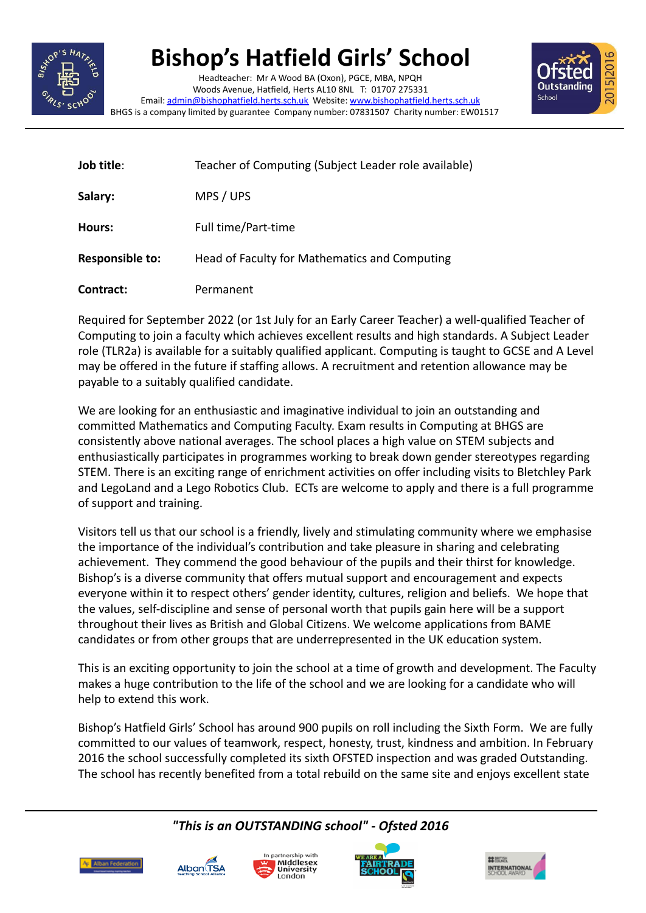# Bishop's Hatfield Girls' School

Headteacher: Mr A Wood BA (Oxon), PGCE, MBA, NPQH
Woods Avenue, Hatfield, Herts AL10 8NL T: 01707 275331
Email: admin@bishophatfield.herts.sch.uk Website: www.bishophatfield.herts.sch.uk
BHGS is a company limited by guarantee Company number: 07831507 Charity number: EW01517

| | |
|---|---|
| **Job title**: | Teacher of Computing (Subject Leader role available) |
| **Salary:** | MPS / UPS |
| **Hours:** | Full time/Part-time |
| **Responsible to:** | Head of Faculty for Mathematics and Computing |
| **Contract:** | Permanent |

Required for September 2022 (or 1st July for an Early Career Teacher) a well-qualified Teacher of Computing to join a faculty which achieves excellent results and high standards. A Subject Leader role (TLR2a) is available for a suitably qualified applicant. Computing is taught to GCSE and A Level may be offered in the future if staffing allows. A recruitment and retention allowance may be payable to a suitably qualified candidate.

We are looking for an enthusiastic and imaginative individual to join an outstanding and committed Mathematics and Computing Faculty. Exam results in Computing at BHGS are consistently above national averages. The school places a high value on STEM subjects and enthusiastically participates in programmes working to break down gender stereotypes regarding STEM. There is an exciting range of enrichment activities on offer including visits to Bletchley Park and LegoLand and a Lego Robotics Club. ECTs are welcome to apply and there is a full programme of support and training.

Visitors tell us that our school is a friendly, lively and stimulating community where we emphasise the importance of the individual's contribution and take pleasure in sharing and celebrating achievement. They commend the good behaviour of the pupils and their thirst for knowledge. Bishop's is a diverse community that offers mutual support and encouragement and expects everyone within it to respect others' gender identity, cultures, religion and beliefs. We hope that the values, self-discipline and sense of personal worth that pupils gain here will be a support throughout their lives as British and Global Citizens. We welcome applications from BAME candidates or from other groups that are underrepresented in the UK education system.

This is an exciting opportunity to join the school at a time of growth and development. The Faculty makes a huge contribution to the life of the school and we are looking for a candidate who will help to extend this work.

Bishop's Hatfield Girls' School has around 900 pupils on roll including the Sixth Form. We are fully committed to our values of teamwork, respect, honesty, trust, kindness and ambition. In February 2016 the school successfully completed its sixth OFSTED inspection and was graded Outstanding. The school has recently benefited from a total rebuild on the same site and enjoys excellent state

*"This is an OUTSTANDING school" - Ofsted 2016*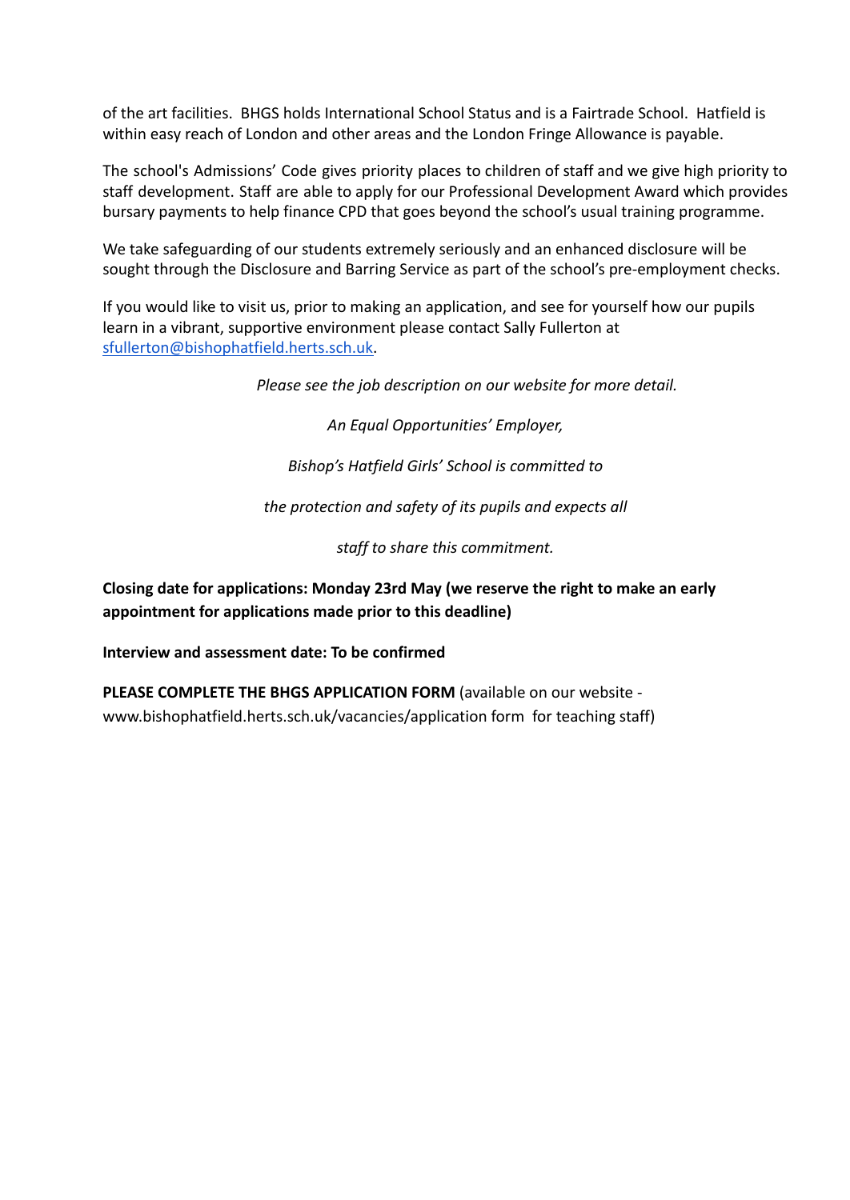of the art facilities. BHGS holds International School Status and is a Fairtrade School. Hatfield is within easy reach of London and other areas and the London Fringe Allowance is payable.

The school's Admissions' Code gives priority places to children of staff and we give high priority to staff development. Staff are able to apply for our Professional Development Award which provides bursary payments to help finance CPD that goes beyond the school's usual training programme.

We take safeguarding of our students extremely seriously and an enhanced disclosure will be sought through the Disclosure and Barring Service as part of the school's pre-employment checks.

If you would like to visit us, prior to making an application, and see for yourself how our pupils learn in a vibrant, supportive environment please contact Sally Fullerton at sfullerton@bishophatfield.herts.sch.uk.

*Please see the job description on our website for more detail.*

*An Equal Opportunities' Employer,*

*Bishop's Hatfield Girls' School is committed to*

*the protection and safety of its pupils and expects all*

*staff to share this commitment.*

**Closing date for applications: Monday 23rd May (we reserve the right to make an early appointment for applications made prior to this deadline)**

**Interview and assessment date: To be confirmed**

**PLEASE COMPLETE THE BHGS APPLICATION FORM** (available on our website - www.bishophatfield.herts.sch.uk/vacancies/application form for teaching staff)